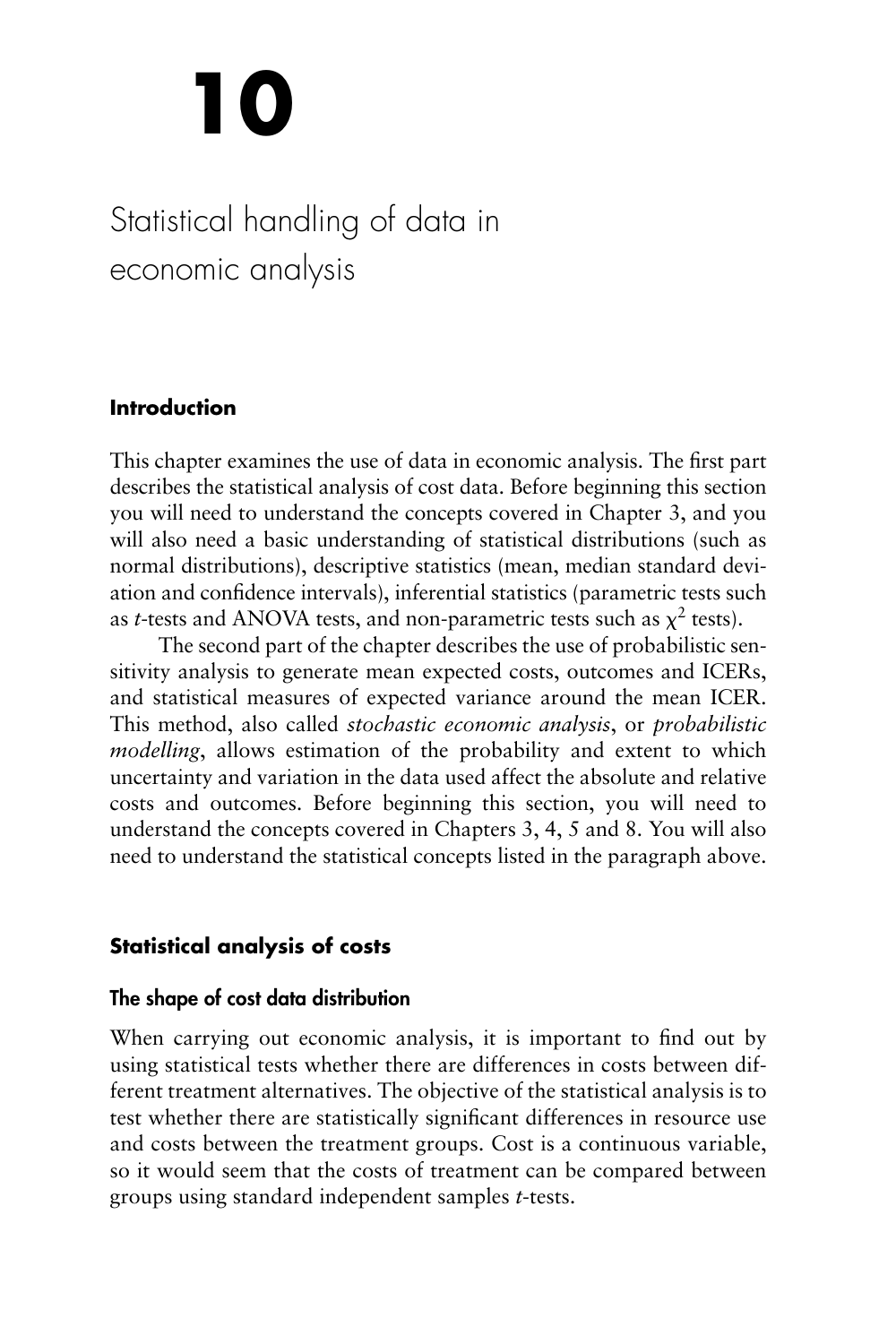# 10

# Statistical handling of data in economic analysis

## Introduction

This chapter examines the use of data in economic analysis. The first part describes the statistical analysis of cost data. Before beginning this section you will need to understand the concepts covered in Chapter 3, and you will also need a basic understanding of statistical distributions (such as normal distributions), descriptive statistics (mean, median standard deviation and confidence intervals), inferential statistics (parametric tests such as *t*-tests and ANOVA tests, and non-parametric tests such as $\chi^2$ tests).

The second part of the chapter describes the use of probabilistic sensitivity analysis to generate mean expected costs, outcomes and ICERs, and statistical measures of expected variance around the mean ICER. This method, also called *stochastic economic analysis*, or *probabilistic modelling*, allows estimation of the probability and extent to which uncertainty and variation in the data used affect the absolute and relative costs and outcomes. Before beginning this section, you will need to understand the concepts covered in Chapters 3, 4, 5 and 8. You will also need to understand the statistical concepts listed in the paragraph above.

## Statistical analysis of costs

### The shape of cost data distribution

When carrying out economic analysis, it is important to find out by using statistical tests whether there are differences in costs between different treatment alternatives. The objective of the statistical analysis is to test whether there are statistically significant differences in resource use and costs between the treatment groups. Cost is a continuous variable, so it would seem that the costs of treatment can be compared between groups using standard independent samples *t*-tests.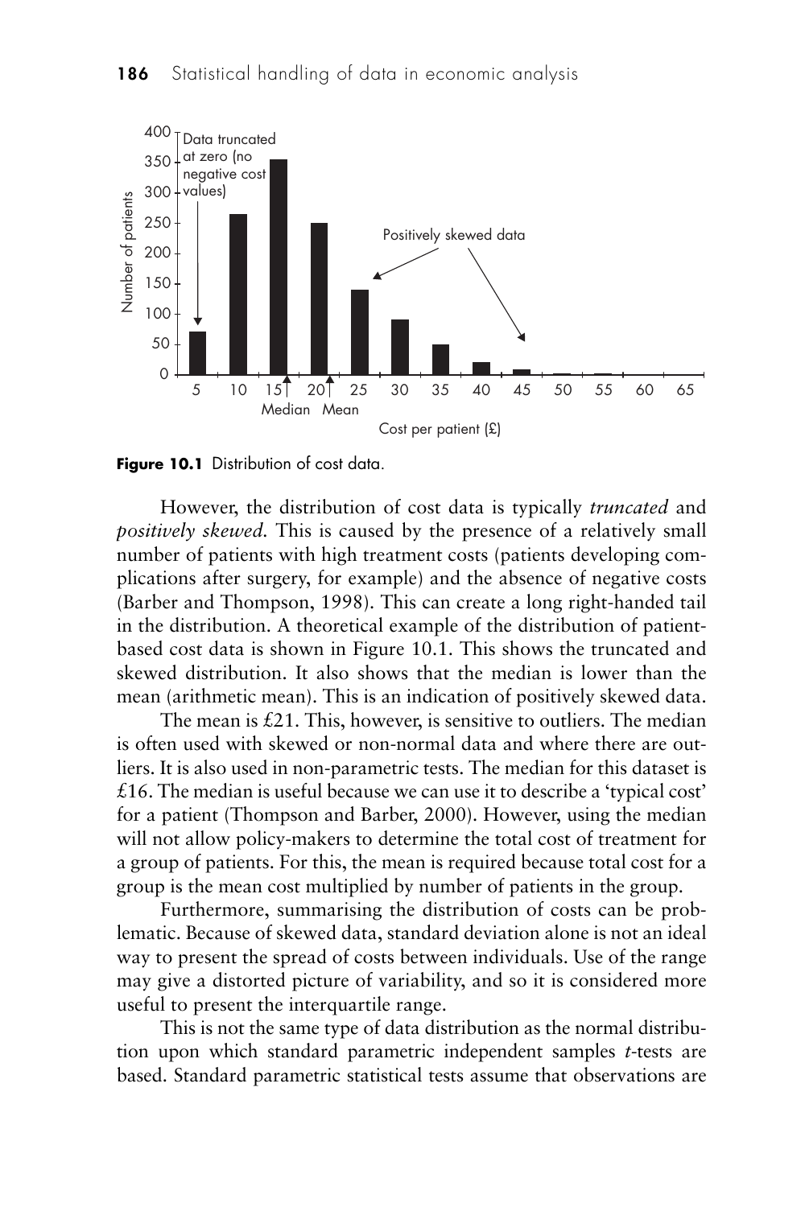**Figure 10.1** Distribution of cost data.

However, the distribution of cost data is typically *truncated* and *positively skewed*. This is caused by the presence of a relatively small number of patients with high treatment costs (patients developing complications after surgery, for example) and the absence of negative costs (Barber and Thompson, 1998). This can create a long right-handed tail in the distribution. A theoretical example of the distribution of patient-based cost data is shown in Figure 10.1. This shows the truncated and skewed distribution. It also shows that the median is lower than the mean (arithmetic mean). This is an indication of positively skewed data.

The mean is £21. This, however, is sensitive to outliers. The median is often used with skewed or non-normal data and where there are outliers. It is also used in non-parametric tests. The median for this dataset is £16. The median is useful because we can use it to describe a 'typical cost' for a patient (Thompson and Barber, 2000). However, using the median will not allow policy-makers to determine the total cost of treatment for a group of patients. For this, the mean is required because total cost for a group is the mean cost multiplied by number of patients in the group.

Furthermore, summarising the distribution of costs can be problematic. Because of skewed data, standard deviation alone is not an ideal way to present the spread of costs between individuals. Use of the range may give a distorted picture of variability, and so it is considered more useful to present the interquartile range.

This is not the same type of data distribution as the normal distribution upon which standard parametric independent samples *t*-tests are based. Standard parametric statistical tests assume that observations are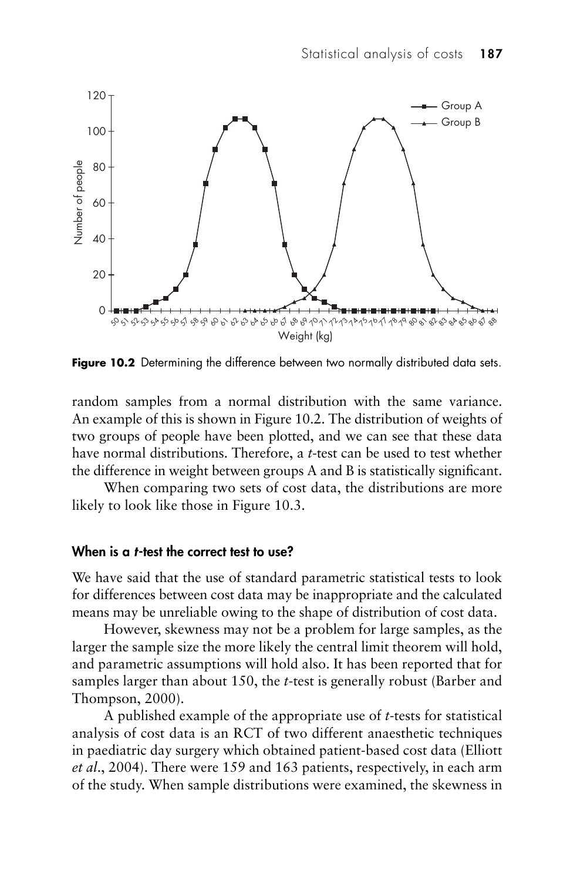**Figure 10.2** Determining the difference between two normally distributed data sets.

random samples from a normal distribution with the same variance. An example of this is shown in Figure 10.2. The distribution of weights of two groups of people have been plotted, and we can see that these data have normal distributions. Therefore, a *t*-test can be used to test whether the difference in weight between groups A and B is statistically significant.

When comparing two sets of cost data, the distributions are more likely to look like those in Figure 10.3.

### When is a *t*-test the correct test to use?

We have said that the use of standard parametric statistical tests to look for differences between cost data may be inappropriate and the calculated means may be unreliable owing to the shape of distribution of cost data.

However, skewness may not be a problem for large samples, as the larger the sample size the more likely the central limit theorem will hold, and parametric assumptions will hold also. It has been reported that for samples larger than about 150, the *t*-test is generally robust (Barber and Thompson, 2000).

A published example of the appropriate use of *t*-tests for statistical analysis of cost data is an RCT of two different anaesthetic techniques in paediatric day surgery which obtained patient-based cost data (Elliott *et al*., 2004). There were 159 and 163 patients, respectively, in each arm of the study. When sample distributions were examined, the skewness in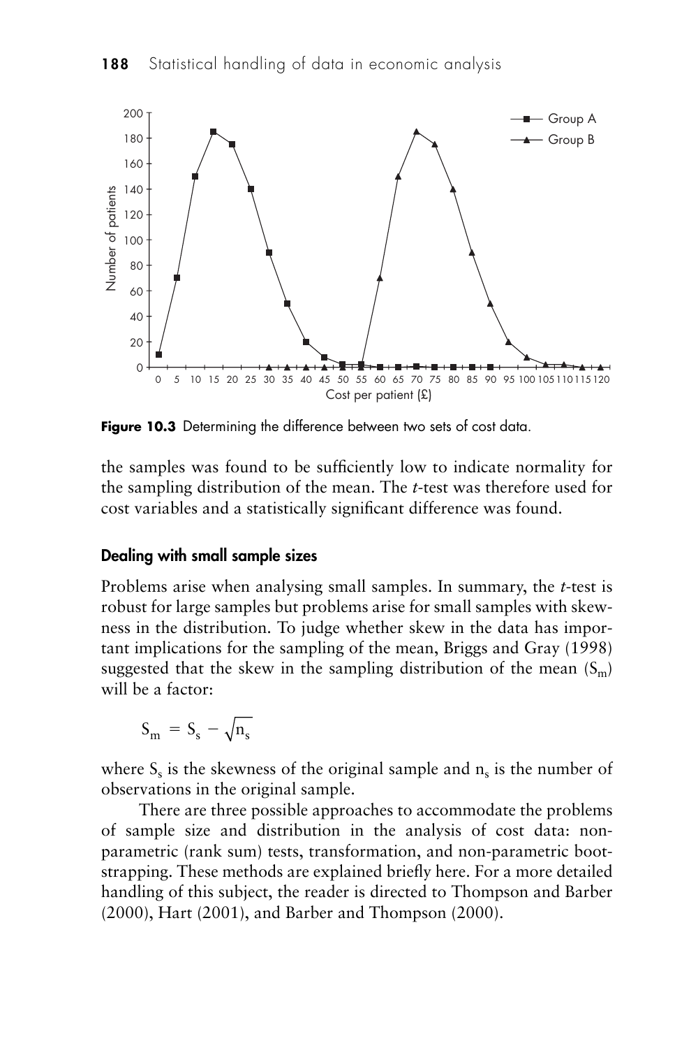Figure 10.3 Determining the difference between two sets of cost data.

the samples was found to be sufficiently low to indicate normality for the sampling distribution of the mean. The *t*-test was therefore used for cost variables and a statistically significant difference was found.

### Dealing with small sample sizes

Problems arise when analysing small samples. In summary, the *t*-test is robust for large samples but problems arise for small samples with skewness in the distribution. To judge whether skew in the data has important implications for the sampling of the mean, Briggs and Gray (1998) suggested that the skew in the sampling distribution of the mean ($S_m$) will be a factor:

$$S_m = S_s - \sqrt{n_s}$$

where $S_s$ is the skewness of the original sample and $n_s$ is the number of observations in the original sample.

There are three possible approaches to accommodate the problems of sample size and distribution in the analysis of cost data: non-parametric (rank sum) tests, transformation, and non-parametric bootstrapping. These methods are explained briefly here. For a more detailed handling of this subject, the reader is directed to Thompson and Barber (2000), Hart (2001), and Barber and Thompson (2000).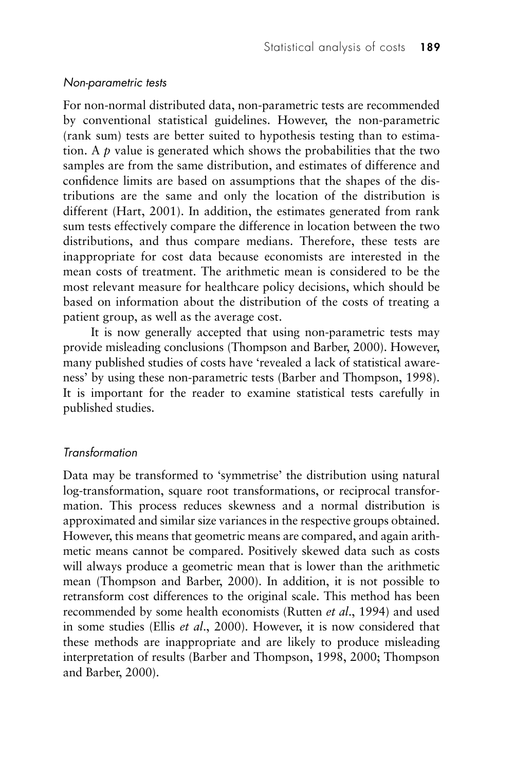### *Non-parametric tests*

For non-normal distributed data, non-parametric tests are recommended by conventional statistical guidelines. However, the non-parametric (rank sum) tests are better suited to hypothesis testing than to estimation. A *p* value is generated which shows the probabilities that the two samples are from the same distribution, and estimates of difference and confidence limits are based on assumptions that the shapes of the distributions are the same and only the location of the distribution is different (Hart, 2001). In addition, the estimates generated from rank sum tests effectively compare the difference in location between the two distributions, and thus compare medians. Therefore, these tests are inappropriate for cost data because economists are interested in the mean costs of treatment. The arithmetic mean is considered to be the most relevant measure for healthcare policy decisions, which should be based on information about the distribution of the costs of treating a patient group, as well as the average cost.

It is now generally accepted that using non-parametric tests may provide misleading conclusions (Thompson and Barber, 2000). However, many published studies of costs have 'revealed a lack of statistical awareness' by using these non-parametric tests (Barber and Thompson, 1998). It is important for the reader to examine statistical tests carefully in published studies.

### *Transformation*

Data may be transformed to 'symmetrise' the distribution using natural log-transformation, square root transformations, or reciprocal transformation. This process reduces skewness and a normal distribution is approximated and similar size variances in the respective groups obtained. However, this means that geometric means are compared, and again arithmetic means cannot be compared. Positively skewed data such as costs will always produce a geometric mean that is lower than the arithmetic mean (Thompson and Barber, 2000). In addition, it is not possible to retransform cost differences to the original scale. This method has been recommended by some health economists (Rutten *et al*., 1994) and used in some studies (Ellis *et al*., 2000). However, it is now considered that these methods are inappropriate and are likely to produce misleading interpretation of results (Barber and Thompson, 1998, 2000; Thompson and Barber, 2000).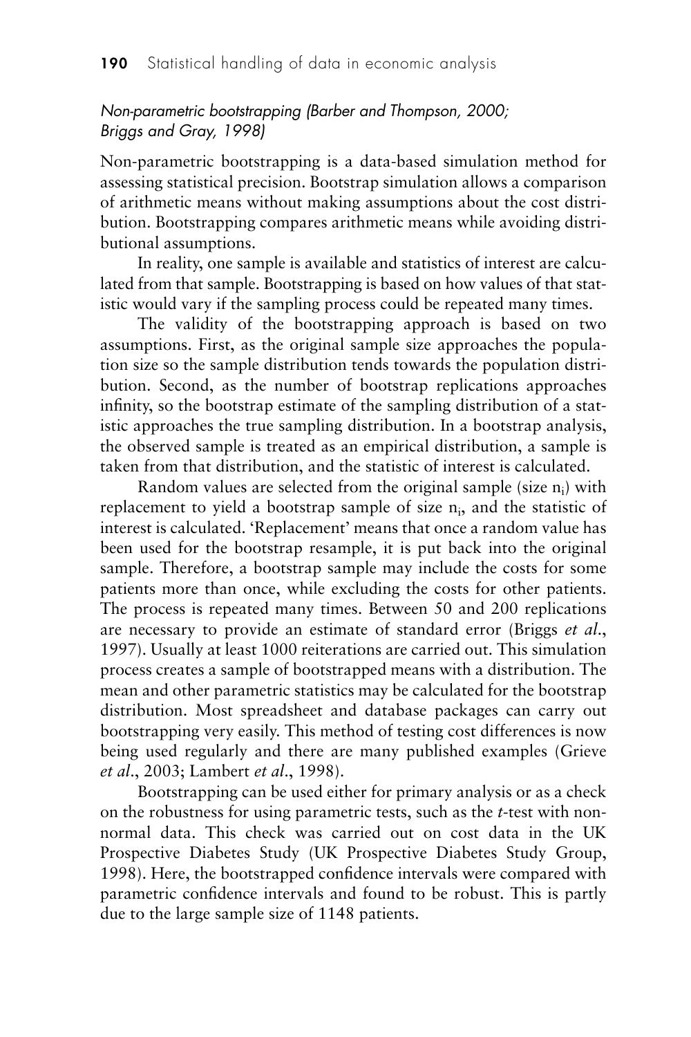### *Non-parametric bootstrapping (Barber and Thompson, 2000; Briggs and Gray, 1998)*

Non-parametric bootstrapping is a data-based simulation method for assessing statistical precision. Bootstrap simulation allows a comparison of arithmetic means without making assumptions about the cost distribution. Bootstrapping compares arithmetic means while avoiding distributional assumptions.

In reality, one sample is available and statistics of interest are calculated from that sample. Bootstrapping is based on how values of that statistic would vary if the sampling process could be repeated many times.

The validity of the bootstrapping approach is based on two assumptions. First, as the original sample size approaches the population size so the sample distribution tends towards the population distribution. Second, as the number of bootstrap replications approaches infinity, so the bootstrap estimate of the sampling distribution of a statistic approaches the true sampling distribution. In a bootstrap analysis, the observed sample is treated as an empirical distribution, a sample is taken from that distribution, and the statistic of interest is calculated.

Random values are selected from the original sample (size $n_i$) with replacement to yield a bootstrap sample of size $n_i$, and the statistic of interest is calculated. 'Replacement' means that once a random value has been used for the bootstrap resample, it is put back into the original sample. Therefore, a bootstrap sample may include the costs for some patients more than once, while excluding the costs for other patients. The process is repeated many times. Between 50 and 200 replications are necessary to provide an estimate of standard error (Briggs *et al.*, 1997). Usually at least 1000 reiterations are carried out. This simulation process creates a sample of bootstrapped means with a distribution. The mean and other parametric statistics may be calculated for the bootstrap distribution. Most spreadsheet and database packages can carry out bootstrapping very easily. This method of testing cost differences is now being used regularly and there are many published examples (Grieve *et al.*, 2003; Lambert *et al.*, 1998).

Bootstrapping can be used either for primary analysis or as a check on the robustness for using parametric tests, such as the *t*-test with non-normal data. This check was carried out on cost data in the UK Prospective Diabetes Study (UK Prospective Diabetes Study Group, 1998). Here, the bootstrapped confidence intervals were compared with parametric confidence intervals and found to be robust. This is partly due to the large sample size of 1148 patients.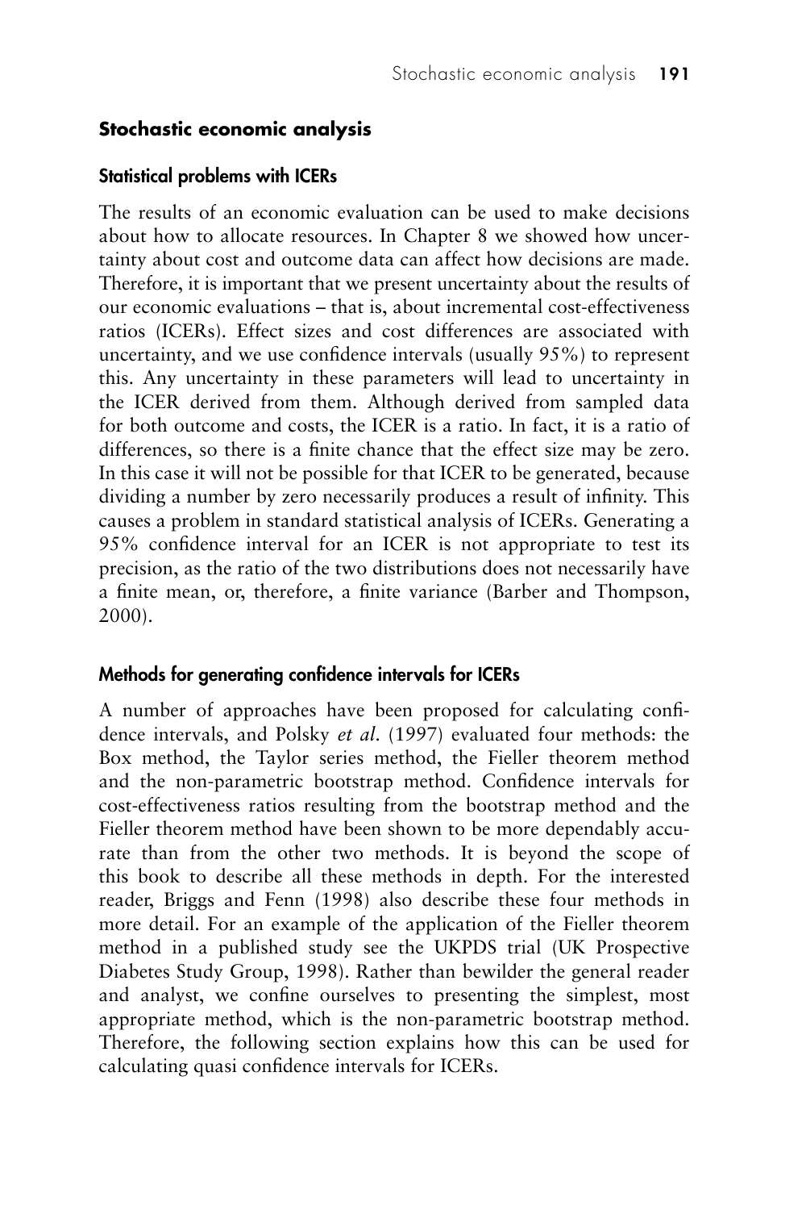## Stochastic economic analysis

### Statistical problems with ICERs

The results of an economic evaluation can be used to make decisions about how to allocate resources. In Chapter 8 we showed how uncertainty about cost and outcome data can affect how decisions are made. Therefore, it is important that we present uncertainty about the results of our economic evaluations – that is, about incremental cost-effectiveness ratios (ICERs). Effect sizes and cost differences are associated with uncertainty, and we use confidence intervals (usually 95%) to represent this. Any uncertainty in these parameters will lead to uncertainty in the ICER derived from them. Although derived from sampled data for both outcome and costs, the ICER is a ratio. In fact, it is a ratio of differences, so there is a finite chance that the effect size may be zero. In this case it will not be possible for that ICER to be generated, because dividing a number by zero necessarily produces a result of infinity. This causes a problem in standard statistical analysis of ICERs. Generating a 95% confidence interval for an ICER is not appropriate to test its precision, as the ratio of the two distributions does not necessarily have a finite mean, or, therefore, a finite variance (Barber and Thompson, 2000).

### Methods for generating confidence intervals for ICERs

A number of approaches have been proposed for calculating confidence intervals, and Polsky *et al*. (1997) evaluated four methods: the Box method, the Taylor series method, the Fieller theorem method and the non-parametric bootstrap method. Confidence intervals for cost-effectiveness ratios resulting from the bootstrap method and the Fieller theorem method have been shown to be more dependably accurate than from the other two methods. It is beyond the scope of this book to describe all these methods in depth. For the interested reader, Briggs and Fenn (1998) also describe these four methods in more detail. For an example of the application of the Fieller theorem method in a published study see the UKPDS trial (UK Prospective Diabetes Study Group, 1998). Rather than bewilder the general reader and analyst, we confine ourselves to presenting the simplest, most appropriate method, which is the non-parametric bootstrap method. Therefore, the following section explains how this can be used for calculating quasi confidence intervals for ICERs.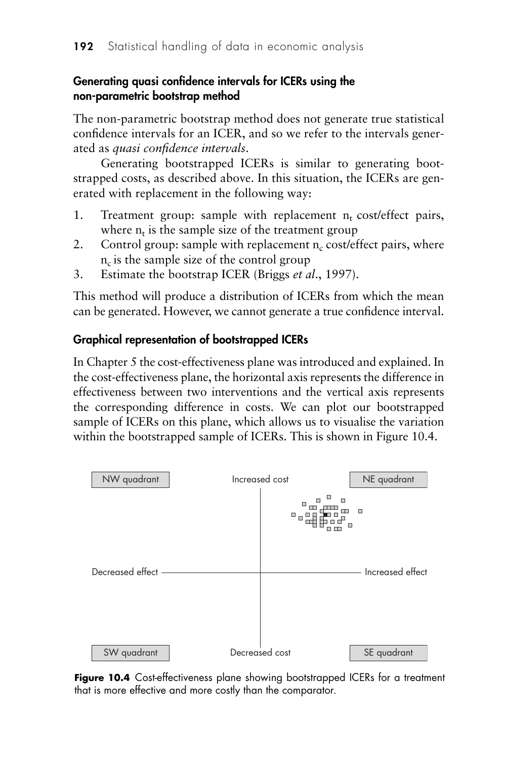### Generating quasi confidence intervals for ICERs using the non-parametric bootstrap method

The non-parametric bootstrap method does not generate true statistical confidence intervals for an ICER, and so we refer to the intervals generated as *quasi confidence intervals*.

Generating bootstrapped ICERs is similar to generating bootstrapped costs, as described above. In this situation, the ICERs are generated with replacement in the following way:

1. Treatment group: sample with replacement $n_t$ cost/effect pairs, where $n_t$ is the sample size of the treatment group
2. Control group: sample with replacement $n_c$ cost/effect pairs, where $n_c$ is the sample size of the control group
3. Estimate the bootstrap ICER (Briggs *et al*., 1997).

This method will produce a distribution of ICERs from which the mean can be generated. However, we cannot generate a true confidence interval.

### Graphical representation of bootstrapped ICERs

In Chapter 5 the cost-effectiveness plane was introduced and explained. In the cost-effectiveness plane, the horizontal axis represents the difference in effectiveness between two interventions and the vertical axis represents the corresponding difference in costs. We can plot our bootstrapped sample of ICERs on this plane, which allows us to visualise the variation within the bootstrapped sample of ICERs. This is shown in Figure 10.4.

NW quadrant | Increased cost | NE quadrant

Decreased effect | Increased effect

SW quadrant | Decreased cost | SE quadrant

**Figure 10.4** Cost-effectiveness plane showing bootstrapped ICERs for a treatment that is more effective and more costly than the comparator.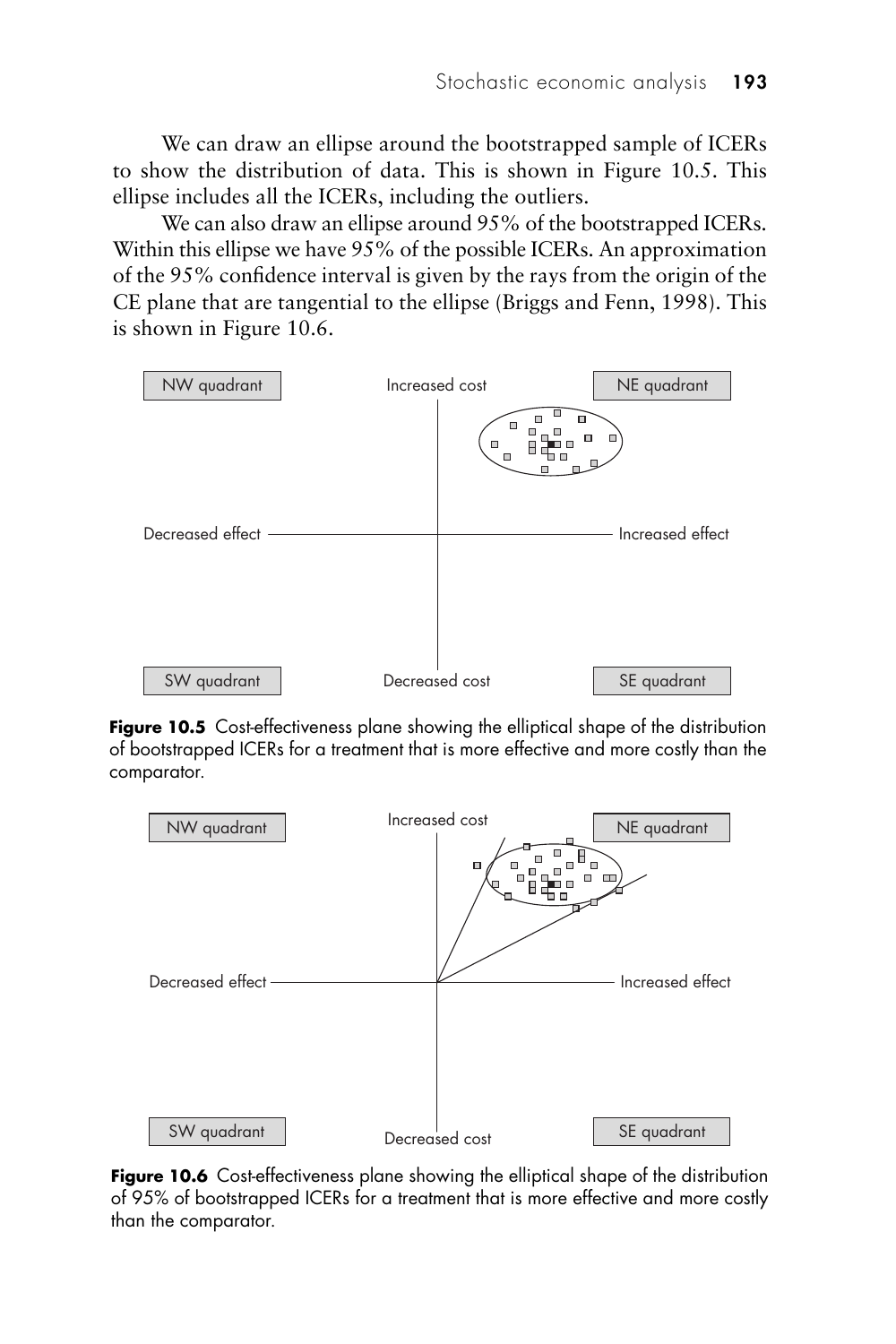We can draw an ellipse around the bootstrapped sample of ICERs to show the distribution of data. This is shown in Figure 10.5. This ellipse includes all the ICERs, including the outliers.

We can also draw an ellipse around 95% of the bootstrapped ICERs. Within this ellipse we have 95% of the possible ICERs. An approximation of the 95% confidence interval is given by the rays from the origin of the CE plane that are tangential to the ellipse (Briggs and Fenn, 1998). This is shown in Figure 10.6.

**Figure 10.5** Cost-effectiveness plane showing the elliptical shape of the distribution of bootstrapped ICERs for a treatment that is more effective and more costly than the comparator.

**Figure 10.6** Cost-effectiveness plane showing the elliptical shape of the distribution of 95% of bootstrapped ICERs for a treatment that is more effective and more costly than the comparator.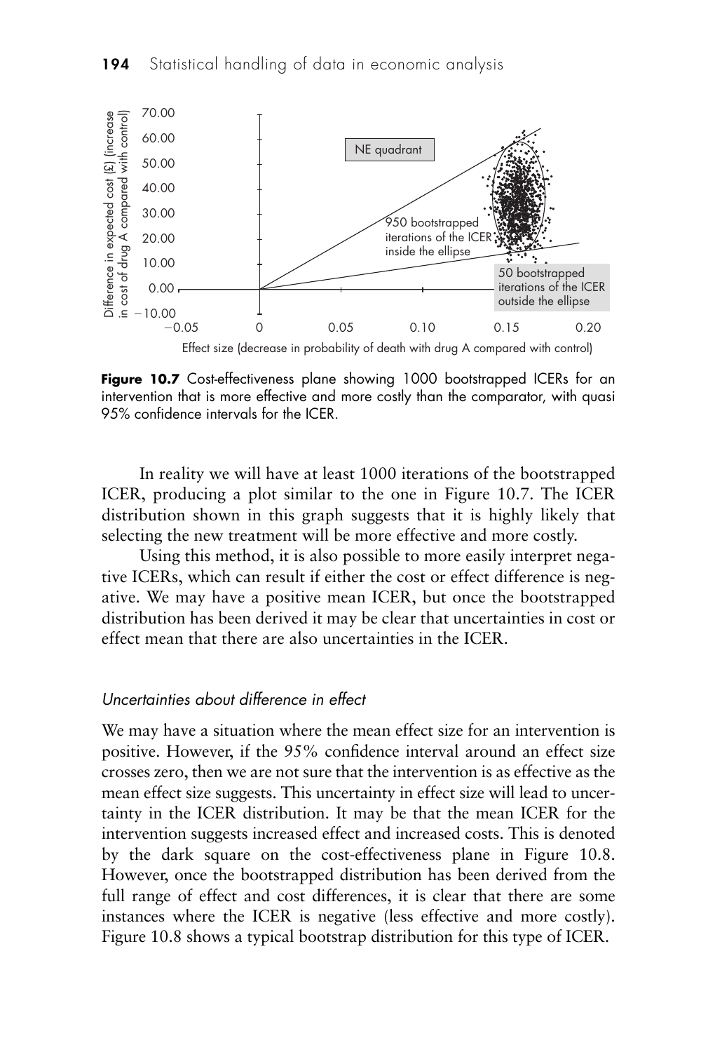**Figure 10.7** Cost-effectiveness plane showing 1000 bootstrapped ICERs for an intervention that is more effective and more costly than the comparator, with quasi 95% confidence intervals for the ICER.

In reality we will have at least 1000 iterations of the bootstrapped ICER, producing a plot similar to the one in Figure 10.7. The ICER distribution shown in this graph suggests that it is highly likely that selecting the new treatment will be more effective and more costly.

Using this method, it is also possible to more easily interpret negative ICERs, which can result if either the cost or effect difference is negative. We may have a positive mean ICER, but once the bootstrapped distribution has been derived it may be clear that uncertainties in cost or effect mean that there are also uncertainties in the ICER.

### *Uncertainties about difference in effect*

We may have a situation where the mean effect size for an intervention is positive. However, if the 95% confidence interval around an effect size crosses zero, then we are not sure that the intervention is as effective as the mean effect size suggests. This uncertainty in effect size will lead to uncertainty in the ICER distribution. It may be that the mean ICER for the intervention suggests increased effect and increased costs. This is denoted by the dark square on the cost-effectiveness plane in Figure 10.8. However, once the bootstrapped distribution has been derived from the full range of effect and cost differences, it is clear that there are some instances where the ICER is negative (less effective and more costly). Figure 10.8 shows a typical bootstrap distribution for this type of ICER.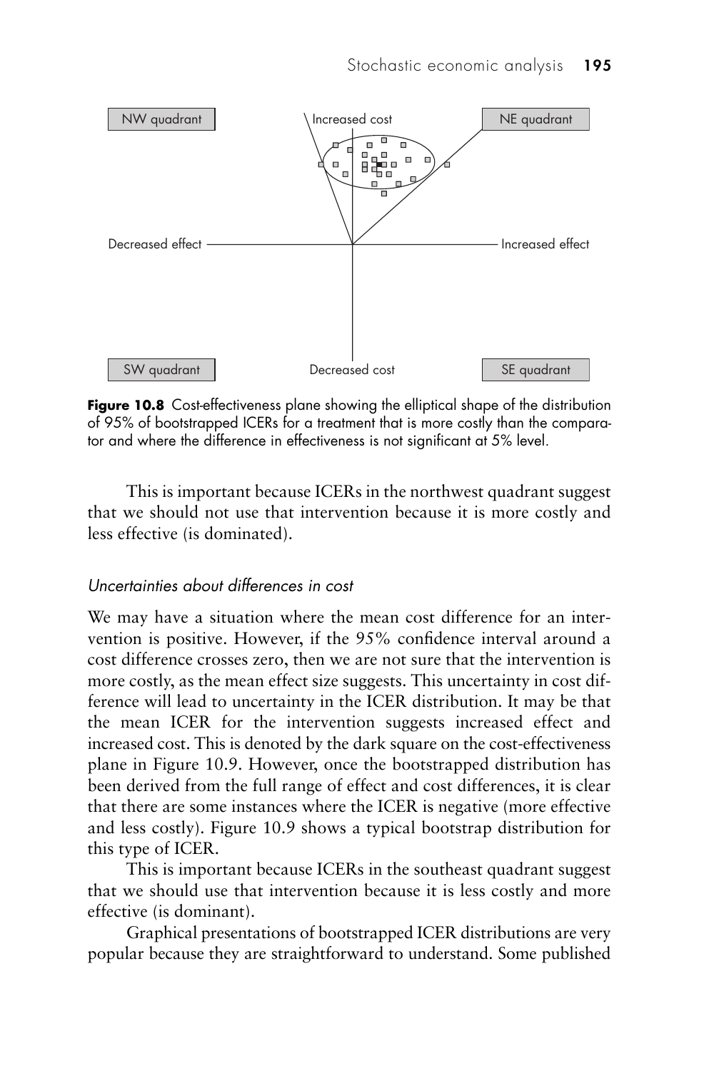NW quadrant

Increased cost

NE quadrant

Decreased effect

Increased effect

SW quadrant

Decreased cost

SE quadrant

**Figure 10.8** Cost-effectiveness plane showing the elliptical shape of the distribution of 95% of bootstrapped ICERs for a treatment that is more costly than the comparator and where the difference in effectiveness is not significant at 5% level.

This is important because ICERs in the northwest quadrant suggest that we should not use that intervention because it is more costly and less effective (is dominated).

### *Uncertainties about differences in cost*

We may have a situation where the mean cost difference for an intervention is positive. However, if the 95% confidence interval around a cost difference crosses zero, then we are not sure that the intervention is more costly, as the mean effect size suggests. This uncertainty in cost difference will lead to uncertainty in the ICER distribution. It may be that the mean ICER for the intervention suggests increased effect and increased cost. This is denoted by the dark square on the cost-effectiveness plane in Figure 10.9. However, once the bootstrapped distribution has been derived from the full range of effect and cost differences, it is clear that there are some instances where the ICER is negative (more effective and less costly). Figure 10.9 shows a typical bootstrap distribution for this type of ICER.

This is important because ICERs in the southeast quadrant suggest that we should use that intervention because it is less costly and more effective (is dominant).

Graphical presentations of bootstrapped ICER distributions are very popular because they are straightforward to understand. Some published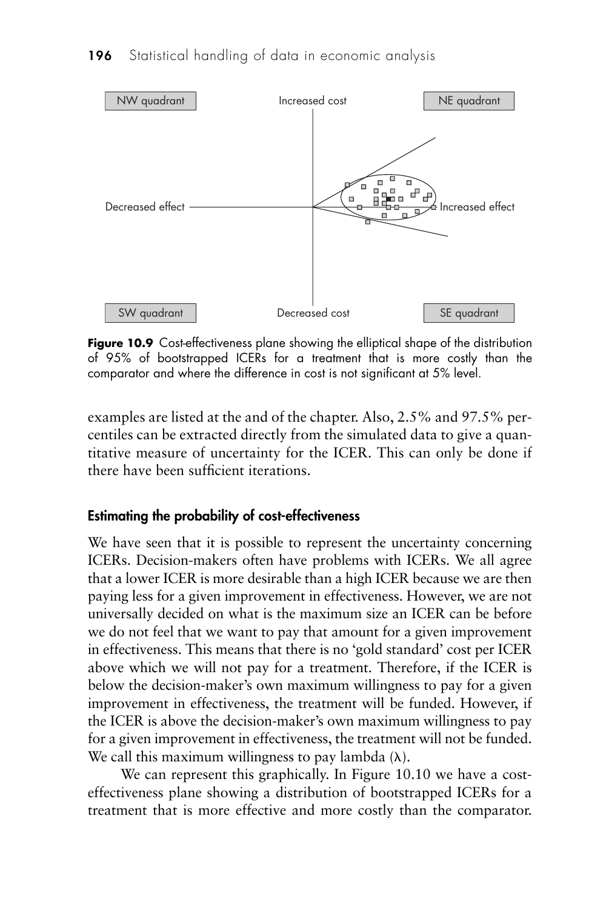NW quadrant

Increased cost

NE quadrant

Decreased effect

Increased effect

SW quadrant

Decreased cost

SE quadrant

**Figure 10.9** Cost-effectiveness plane showing the elliptical shape of the distribution of 95% of bootstrapped ICERs for a treatment that is more costly than the comparator and where the difference in cost is not significant at 5% level.

examples are listed at the and of the chapter. Also, 2.5% and 97.5% percentiles can be extracted directly from the simulated data to give a quantitative measure of uncertainty for the ICER. This can only be done if there have been sufficient iterations.

### Estimating the probability of cost-effectiveness

We have seen that it is possible to represent the uncertainty concerning ICERs. Decision-makers often have problems with ICERs. We all agree that a lower ICER is more desirable than a high ICER because we are then paying less for a given improvement in effectiveness. However, we are not universally decided on what is the maximum size an ICER can be before we do not feel that we want to pay that amount for a given improvement in effectiveness. This means that there is no 'gold standard' cost per ICER above which we will not pay for a treatment. Therefore, if the ICER is below the decision-maker's own maximum willingness to pay for a given improvement in effectiveness, the treatment will be funded. However, if the ICER is above the decision-maker's own maximum willingness to pay for a given improvement in effectiveness, the treatment will not be funded. We call this maximum willingness to pay lambda ($\lambda$).

We can represent this graphically. In Figure 10.10 we have a cost-effectiveness plane showing a distribution of bootstrapped ICERs for a treatment that is more effective and more costly than the comparator.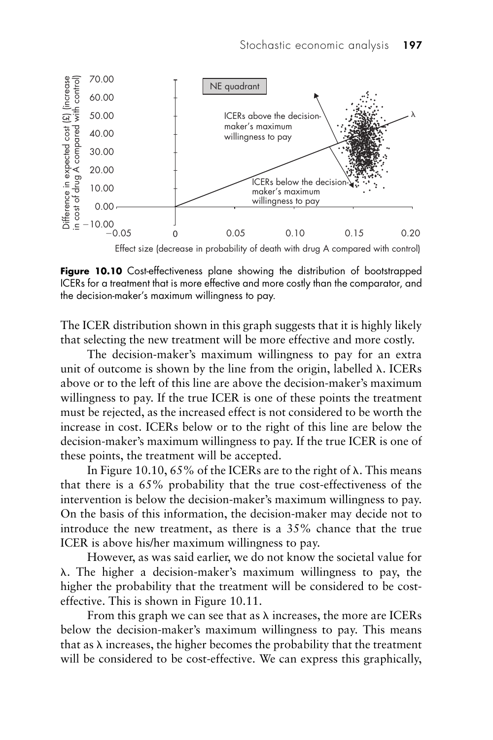**Figure 10.10** Cost-effectiveness plane showing the distribution of bootstrapped ICERs for a treatment that is more effective and more costly than the comparator, and the decision-maker's maximum willingness to pay.

The ICER distribution shown in this graph suggests that it is highly likely that selecting the new treatment will be more effective and more costly.

The decision-maker's maximum willingness to pay for an extra unit of outcome is shown by the line from the origin, labelled λ. ICERs above or to the left of this line are above the decision-maker's maximum willingness to pay. If the true ICER is one of these points the treatment must be rejected, as the increased effect is not considered to be worth the increase in cost. ICERs below or to the right of this line are below the decision-maker's maximum willingness to pay. If the true ICER is one of these points, the treatment will be accepted.

In Figure 10.10, 65% of the ICERs are to the right of λ. This means that there is a 65% probability that the true cost-effectiveness of the intervention is below the decision-maker's maximum willingness to pay. On the basis of this information, the decision-maker may decide not to introduce the new treatment, as there is a 35% chance that the true ICER is above his/her maximum willingness to pay.

However, as was said earlier, we do not know the societal value for λ. The higher a decision-maker's maximum willingness to pay, the higher the probability that the treatment will be considered to be cost-effective. This is shown in Figure 10.11.

From this graph we can see that as λ increases, the more are ICERs below the decision-maker's maximum willingness to pay. This means that as λ increases, the higher becomes the probability that the treatment will be considered to be cost-effective. We can express this graphically,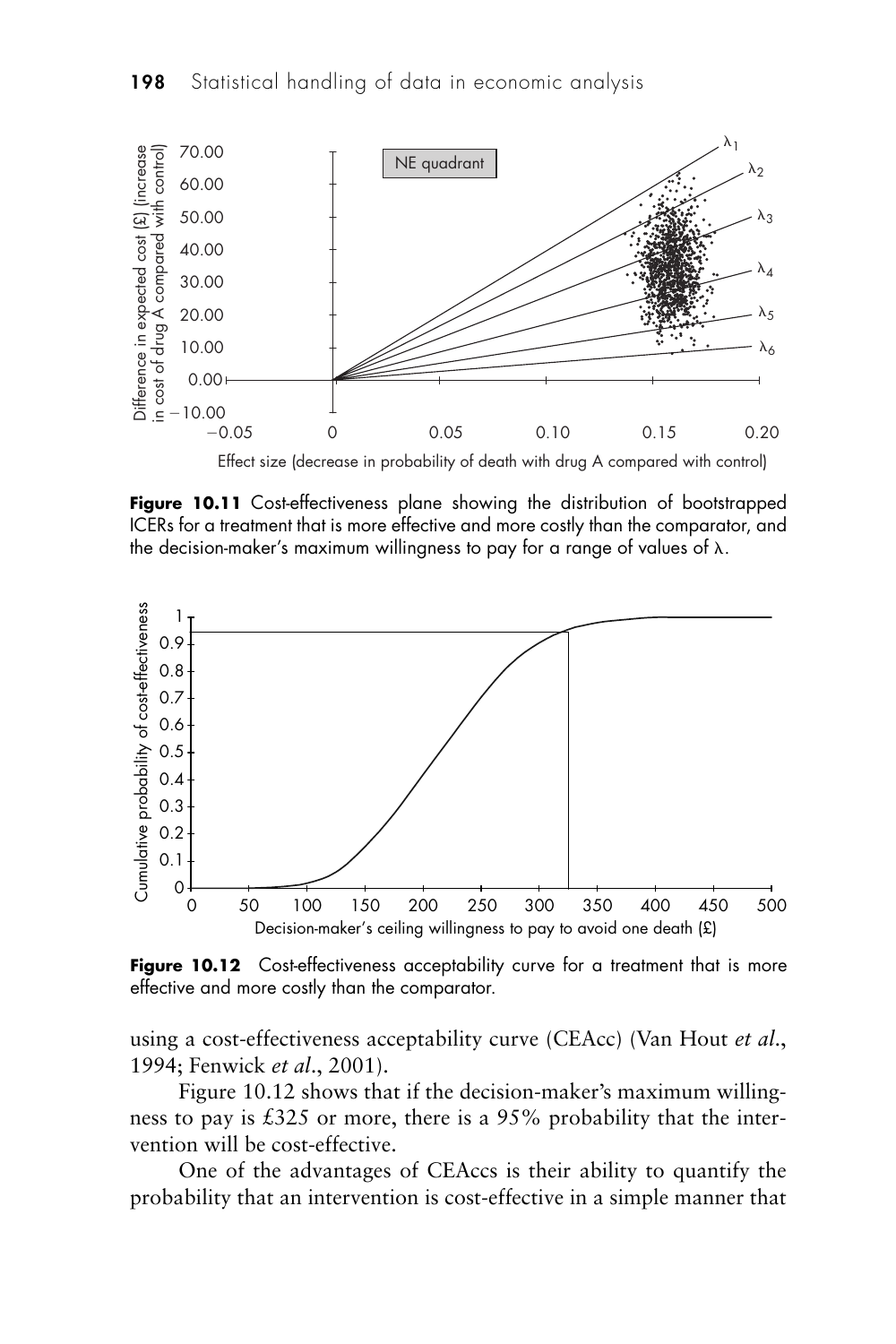**Figure 10.11** Cost-effectiveness plane showing the distribution of bootstrapped ICERs for a treatment that is more effective and more costly than the comparator, and the decision-maker's maximum willingness to pay for a range of values of $\lambda$.

**Figure 10.12** Cost-effectiveness acceptability curve for a treatment that is more effective and more costly than the comparator.

using a cost-effectiveness acceptability curve (CEAcc) (Van Hout *et al*., 1994; Fenwick *et al*., 2001).

Figure 10.12 shows that if the decision-maker's maximum willingness to pay is £325 or more, there is a 95% probability that the intervention will be cost-effective.

One of the advantages of CEAccs is their ability to quantify the probability that an intervention is cost-effective in a simple manner that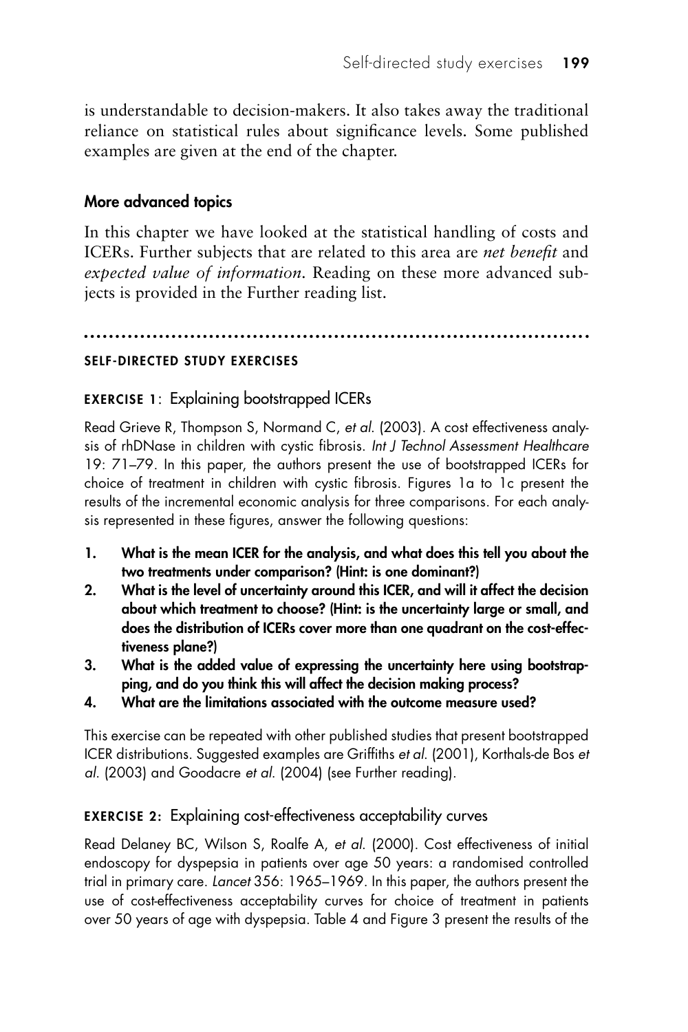is understandable to decision-makers. It also takes away the traditional reliance on statistical rules about significance levels. Some published examples are given at the end of the chapter.

### More advanced topics

In this chapter we have looked at the statistical handling of costs and ICERs. Further subjects that are related to this area are *net benefit* and *expected value of information*. Reading on these more advanced subjects is provided in the Further reading list.

---

## SELF-DIRECTED STUDY EXERCISES

### EXERCISE 1: Explaining bootstrapped ICERs

Read Grieve R, Thompson S, Normand C, *et al.* (2003). A cost effectiveness analysis of rhDNase in children with cystic fibrosis. *Int J Technol Assessment Healthcare* 19: 71–79. In this paper, the authors present the use of bootstrapped ICERs for choice of treatment in children with cystic fibrosis. Figures 1a to 1c present the results of the incremental economic analysis for three comparisons. For each analysis represented in these figures, answer the following questions:

1. **What is the mean ICER for the analysis, and what does this tell you about the two treatments under comparison? (Hint: is one dominant?)**
2. **What is the level of uncertainty around this ICER, and will it affect the decision about which treatment to choose? (Hint: is the uncertainty large or small, and does the distribution of ICERs cover more than one quadrant on the cost-effectiveness plane?)**
3. **What is the added value of expressing the uncertainty here using bootstrapping, and do you think this will affect the decision making process?**
4. **What are the limitations associated with the outcome measure used?**

This exercise can be repeated with other published studies that present bootstrapped ICER distributions. Suggested examples are Griffiths *et al.* (2001), Korthals-de Bos *et al.* (2003) and Goodacre *et al.* (2004) (see Further reading).

### EXERCISE 2: Explaining cost-effectiveness acceptability curves

Read Delaney BC, Wilson S, Roalfe A, *et al.* (2000). Cost effectiveness of initial endoscopy for dyspepsia in patients over age 50 years: a randomised controlled trial in primary care. *Lancet* 356: 1965–1969. In this paper, the authors present the use of cost-effectiveness acceptability curves for choice of treatment in patients over 50 years of age with dyspepsia. Table 4 and Figure 3 present the results of the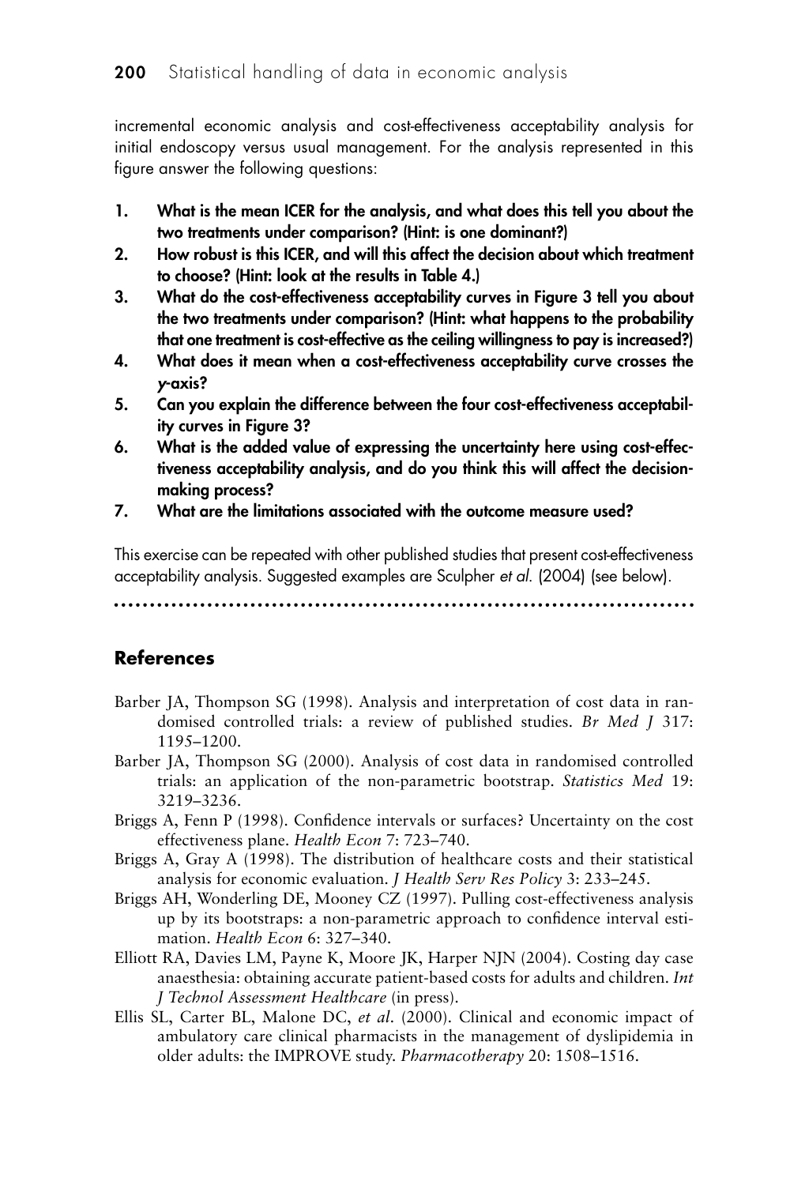incremental economic analysis and cost-effectiveness acceptability analysis for initial endoscopy versus usual management. For the analysis represented in this figure answer the following questions:

1. **What is the mean ICER for the analysis, and what does this tell you about the two treatments under comparison? (Hint: is one dominant?)**
2. **How robust is this ICER, and will this affect the decision about which treatment to choose? (Hint: look at the results in Table 4.)**
3. **What do the cost-effectiveness acceptability curves in Figure 3 tell you about the two treatments under comparison? (Hint: what happens to the probability that one treatment is cost-effective as the ceiling willingness to pay is increased?)**
4. **What does it mean when a cost-effectiveness acceptability curve crosses the *y*-axis?**
5. **Can you explain the difference between the four cost-effectiveness acceptability curves in Figure 3?**
6. **What is the added value of expressing the uncertainty here using cost-effectiveness acceptability analysis, and do you think this will affect the decision-making process?**
7. **What are the limitations associated with the outcome measure used?**

This exercise can be repeated with other published studies that present cost-effectiveness acceptability analysis. Suggested examples are Sculpher *et al.* (2004) (see below).

## References

Barber JA, Thompson SG (1998). Analysis and interpretation of cost data in randomised controlled trials: a review of published studies. *Br Med J* 317: 1195–1200.

Barber JA, Thompson SG (2000). Analysis of cost data in randomised controlled trials: an application of the non-parametric bootstrap. *Statistics Med* 19: 3219–3236.

Briggs A, Fenn P (1998). Confidence intervals or surfaces? Uncertainty on the cost effectiveness plane. *Health Econ* 7: 723–740.

Briggs A, Gray A (1998). The distribution of healthcare costs and their statistical analysis for economic evaluation. *J Health Serv Res Policy* 3: 233–245.

Briggs AH, Wonderling DE, Mooney CZ (1997). Pulling cost-effectiveness analysis up by its bootstraps: a non-parametric approach to confidence interval estimation. *Health Econ* 6: 327–340.

Elliott RA, Davies LM, Payne K, Moore JK, Harper NJN (2004). Costing day case anaesthesia: obtaining accurate patient-based costs for adults and children. *Int J Technol Assessment Healthcare* (in press).

Ellis SL, Carter BL, Malone DC, *et al.* (2000). Clinical and economic impact of ambulatory care clinical pharmacists in the management of dyslipidemia in older adults: the IMPROVE study. *Pharmacotherapy* 20: 1508–1516.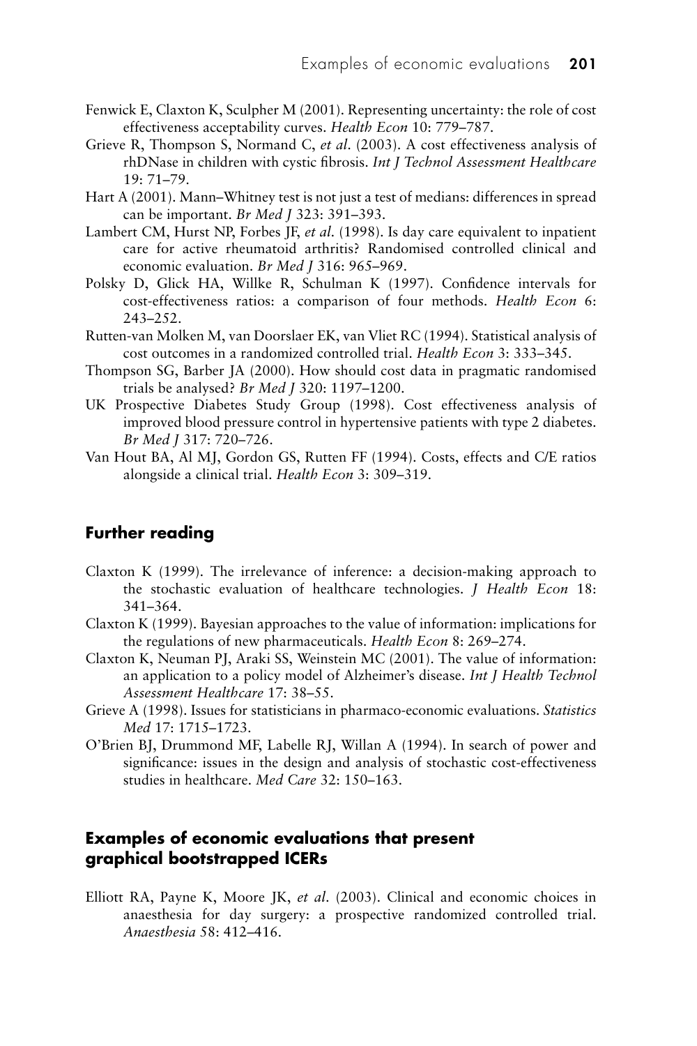Fenwick E, Claxton K, Sculpher M (2001). Representing uncertainty: the role of cost effectiveness acceptability curves. *Health Econ* 10: 779–787.

Grieve R, Thompson S, Normand C, *et al.* (2003). A cost effectiveness analysis of rhDNase in children with cystic fibrosis. *Int J Technol Assessment Healthcare* 19: 71–79.

Hart A (2001). Mann–Whitney test is not just a test of medians: differences in spread can be important. *Br Med J* 323: 391–393.

Lambert CM, Hurst NP, Forbes JF, *et al.* (1998). Is day care equivalent to inpatient care for active rheumatoid arthritis? Randomised controlled clinical and economic evaluation. *Br Med J* 316: 965–969.

Polsky D, Glick HA, Willke R, Schulman K (1997). Confidence intervals for cost-effectiveness ratios: a comparison of four methods. *Health Econ* 6: 243–252.

Rutten-van Molken M, van Doorslaer EK, van Vliet RC (1994). Statistical analysis of cost outcomes in a randomized controlled trial. *Health Econ* 3: 333–345.

Thompson SG, Barber JA (2000). How should cost data in pragmatic randomised trials be analysed? *Br Med J* 320: 1197–1200.

UK Prospective Diabetes Study Group (1998). Cost effectiveness analysis of improved blood pressure control in hypertensive patients with type 2 diabetes. *Br Med J* 317: 720–726.

Van Hout BA, Al MJ, Gordon GS, Rutten FF (1994). Costs, effects and C/E ratios alongside a clinical trial. *Health Econ* 3: 309–319.

## Further reading

Claxton K (1999). The irrelevance of inference: a decision-making approach to the stochastic evaluation of healthcare technologies. *J Health Econ* 18: 341–364.

Claxton K (1999). Bayesian approaches to the value of information: implications for the regulations of new pharmaceuticals. *Health Econ* 8: 269–274.

Claxton K, Neuman PJ, Araki SS, Weinstein MC (2001). The value of information: an application to a policy model of Alzheimer's disease. *Int J Health Technol Assessment Healthcare* 17: 38–55.

Grieve A (1998). Issues for statisticians in pharmaco-economic evaluations. *Statistics Med* 17: 1715–1723.

O'Brien BJ, Drummond MF, Labelle RJ, Willan A (1994). In search of power and significance: issues in the design and analysis of stochastic cost-effectiveness studies in healthcare. *Med Care* 32: 150–163.

## Examples of economic evaluations that present graphical bootstrapped ICERs

Elliott RA, Payne K, Moore JK, *et al.* (2003). Clinical and economic choices in anaesthesia for day surgery: a prospective randomized controlled trial. *Anaesthesia* 58: 412–416.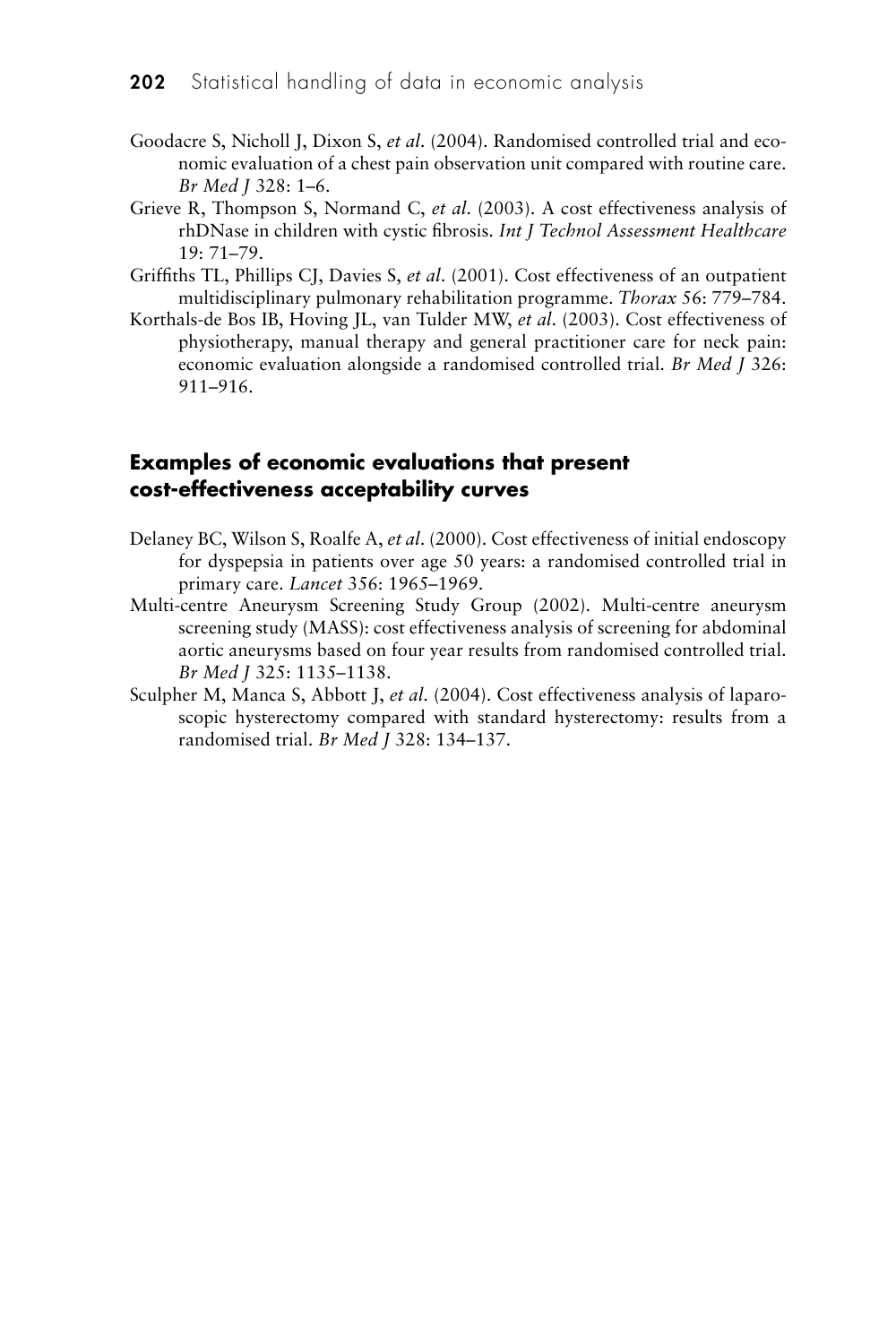Goodacre S, Nicholl J, Dixon S, *et al*. (2004). Randomised controlled trial and economic evaluation of a chest pain observation unit compared with routine care. *Br Med J* 328: 1–6.

Grieve R, Thompson S, Normand C, *et al*. (2003). A cost effectiveness analysis of rhDNase in children with cystic fibrosis. *Int J Technol Assessment Healthcare* 19: 71–79.

Griffiths TL, Phillips CJ, Davies S, *et al*. (2001). Cost effectiveness of an outpatient multidisciplinary pulmonary rehabilitation programme. *Thorax* 56: 779–784.

Korthals-de Bos IB, Hoving JL, van Tulder MW, *et al*. (2003). Cost effectiveness of physiotherapy, manual therapy and general practitioner care for neck pain: economic evaluation alongside a randomised controlled trial. *Br Med J* 326: 911–916.

## Examples of economic evaluations that present cost-effectiveness acceptability curves

Delaney BC, Wilson S, Roalfe A, *et al*. (2000). Cost effectiveness of initial endoscopy for dyspepsia in patients over age 50 years: a randomised controlled trial in primary care. *Lancet* 356: 1965–1969.

Multi-centre Aneurysm Screening Study Group (2002). Multi-centre aneurysm screening study (MASS): cost effectiveness analysis of screening for abdominal aortic aneurysms based on four year results from randomised controlled trial. *Br Med J* 325: 1135–1138.

Sculpher M, Manca S, Abbott J, *et al*. (2004). Cost effectiveness analysis of laparoscopic hysterectomy compared with standard hysterectomy: results from a randomised trial. *Br Med J* 328: 134–137.